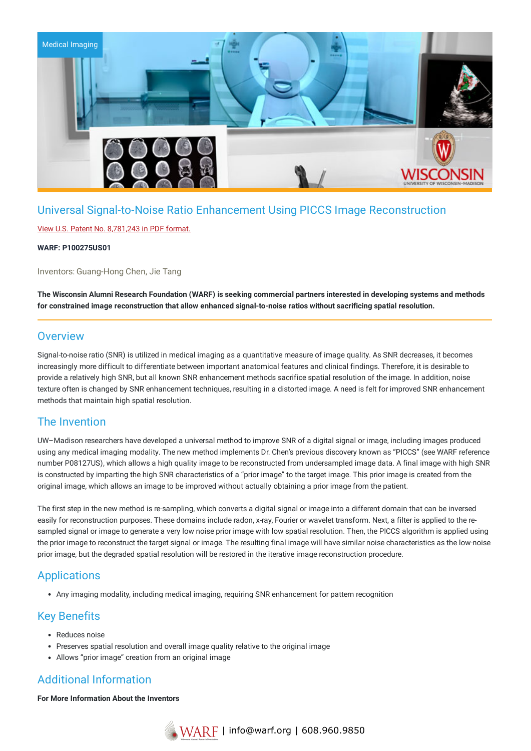Medical Imaging

# Universal Signal-to-Noise Ratio Enhancement Using PICCS Image Reconstruction

View U.S. Patent No. 8,781,243 in PDF format.

**WARF: P100275US01**

Inventors: Guang-Hong Chen, Jie Tang

**The Wisconsin Alumni Research Foundation (WARF) is seeking commercial partners interested in developing systems and methods for constrained image reconstruction that allow enhanced signal-to-noise ratios without sacrificing spatial resolution.**

## Overview

Signal-to-noise ratio (SNR) is utilized in medical imaging as a quantitative measure of image quality. As SNR decreases, it becomes increasingly more difficult to differentiate between important anatomical features and clinical findings. Therefore, it is desirable to provide a relatively high SNR, but all known SNR enhancement methods sacrifice spatial resolution of the image. In addition, noise texture often is changed by SNR enhancement techniques, resulting in a distorted image. A need is felt for improved SNR enhancement methods that maintain high spatial resolution.

## The Invention

UW–Madison researchers have developed a universal method to improve SNR of a digital signal or image, including images produced using any medical imaging modality. The new method implements Dr. Chen's previous discovery known as "PICCS" (see WARF reference number P08127US), which allows a high quality image to be reconstructed from undersampled image data. A final image with high SNR is constructed by imparting the high SNR characteristics of a "prior image" to the target image. This prior image is created from the original image, which allows an image to be improved without actually obtaining a prior image from the patient.

The first step in the new method is re-sampling, which converts a digital signal or image into a different domain that can be inversed easily for reconstruction purposes. These domains include radon, x-ray, Fourier or wavelet transform. Next, a filter is applied to the re-sampled signal or image to generate a very low noise prior image with low spatial resolution. Then, the PICCS algorithm is applied using the prior image to reconstruct the target signal or image. The resulting final image will have similar noise characteristics as the low-noise prior image, but the degraded spatial resolution will be restored in the iterative image reconstruction procedure.

## Applications

- Any imaging modality, including medical imaging, requiring SNR enhancement for pattern recognition

## Key Benefits

- Reduces noise
- Preserves spatial resolution and overall image quality relative to the original image
- Allows "prior image" creation from an original image

## Additional Information

**For More Information About the Inventors**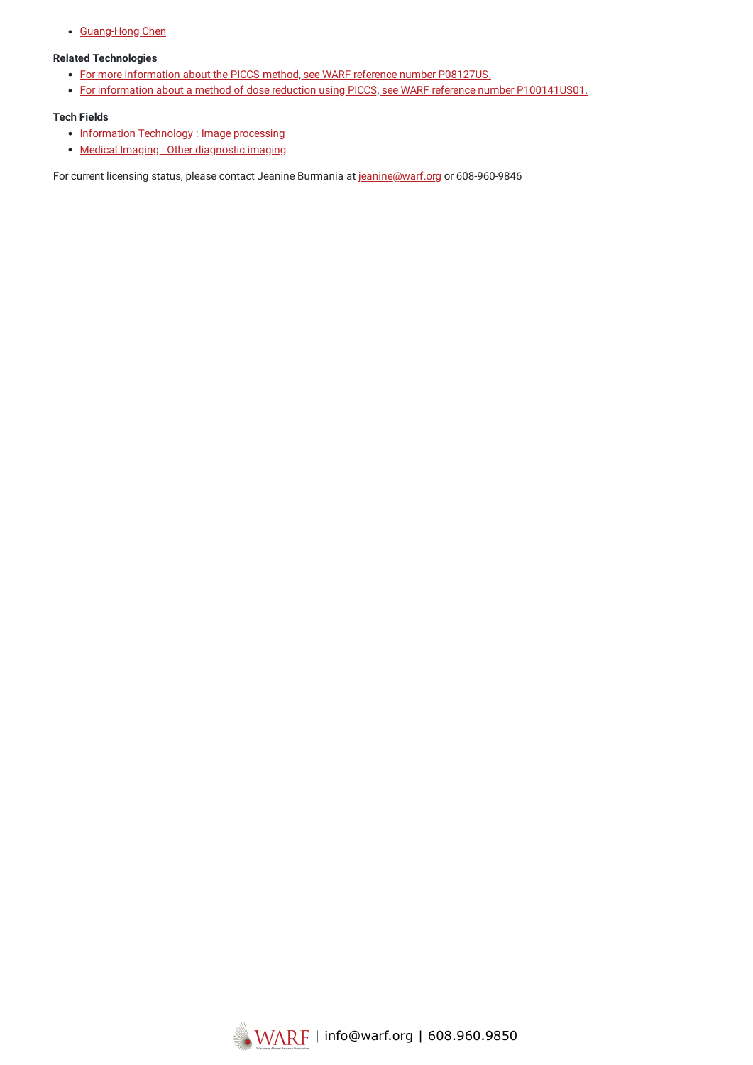- Guang-Hong Chen

**Related Technologies**

- For more information about the PICCS method, see WARF reference number P08127US.
- For information about a method of dose reduction using PICCS, see WARF reference number P100141US01.

**Tech Fields**

- Information Technology : Image processing
- Medical Imaging : Other diagnostic imaging

For current licensing status, please contact Jeanine Burmania at jeanine@warf.org or 608-960-9846